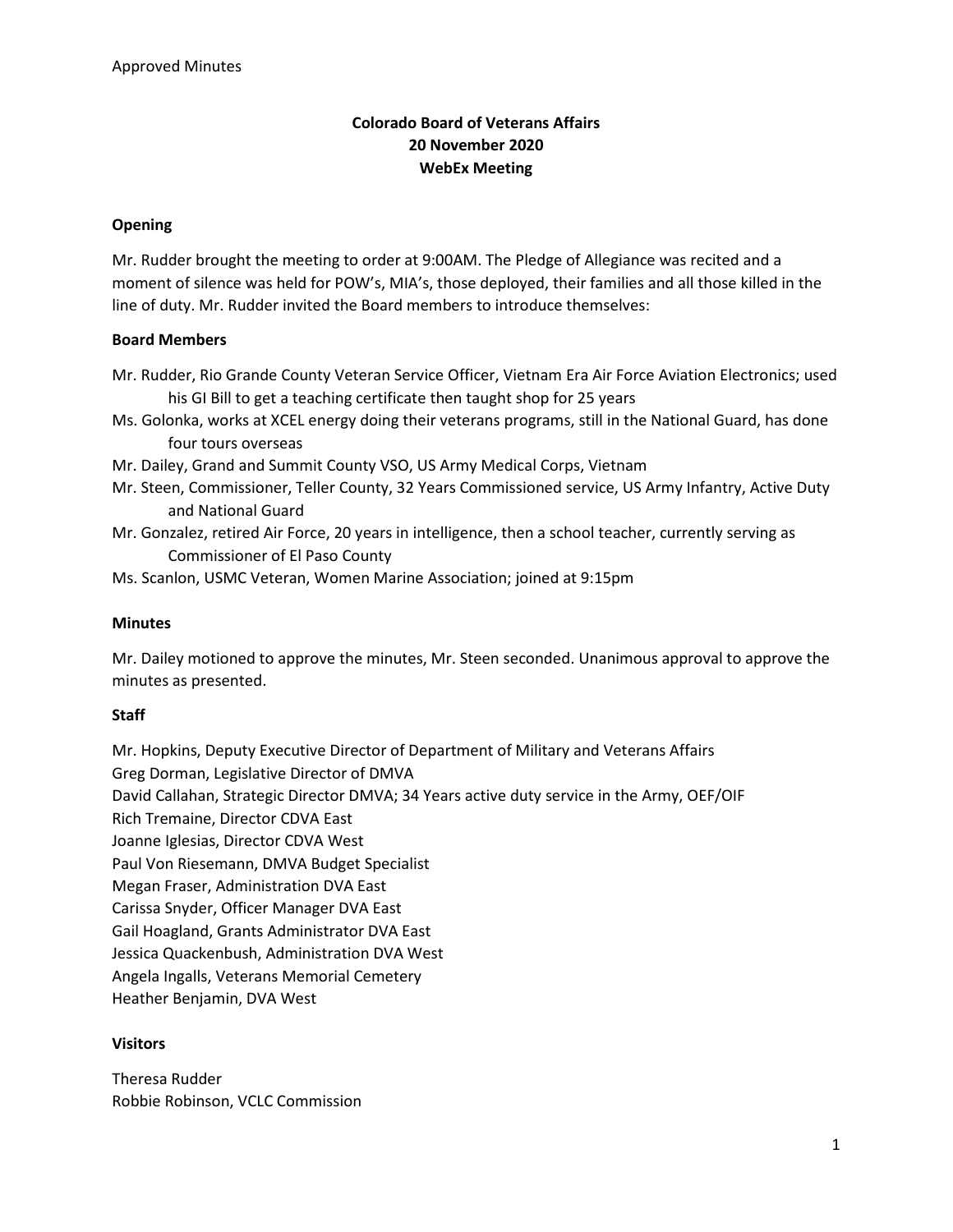Approved Minutes

**Colorado Board of Veterans Affairs**
**20 November 2020**
**WebEx Meeting**

**Opening**

Mr. Rudder brought the meeting to order at 9:00AM. The Pledge of Allegiance was recited and a moment of silence was held for POW's, MIA's, those deployed, their families and all those killed in the line of duty. Mr. Rudder invited the Board members to introduce themselves:

**Board Members**

Mr. Rudder, Rio Grande County Veteran Service Officer, Vietnam Era Air Force Aviation Electronics; used his GI Bill to get a teaching certificate then taught shop for 25 years
Ms. Golonka, works at XCEL energy doing their veterans programs, still in the National Guard, has done four tours overseas
Mr. Dailey, Grand and Summit County VSO, US Army Medical Corps, Vietnam
Mr. Steen, Commissioner, Teller County, 32 Years Commissioned service, US Army Infantry, Active Duty and National Guard
Mr. Gonzalez, retired Air Force, 20 years in intelligence, then a school teacher, currently serving as Commissioner of El Paso County
Ms. Scanlon, USMC Veteran, Women Marine Association; joined at 9:15pm

**Minutes**

Mr. Dailey motioned to approve the minutes, Mr. Steen seconded. Unanimous approval to approve the minutes as presented.

**Staff**

Mr. Hopkins, Deputy Executive Director of Department of Military and Veterans Affairs
Greg Dorman, Legislative Director of DMVA
David Callahan, Strategic Director DMVA; 34 Years active duty service in the Army, OEF/OIF
Rich Tremaine, Director CDVA East
Joanne Iglesias, Director CDVA West
Paul Von Riesemann, DMVA Budget Specialist
Megan Fraser, Administration DVA East
Carissa Snyder, Officer Manager DVA East
Gail Hoagland, Grants Administrator DVA East
Jessica Quackenbush, Administration DVA West
Angela Ingalls, Veterans Memorial Cemetery
Heather Benjamin, DVA West

**Visitors**

Theresa Rudder
Robbie Robinson, VCLC Commission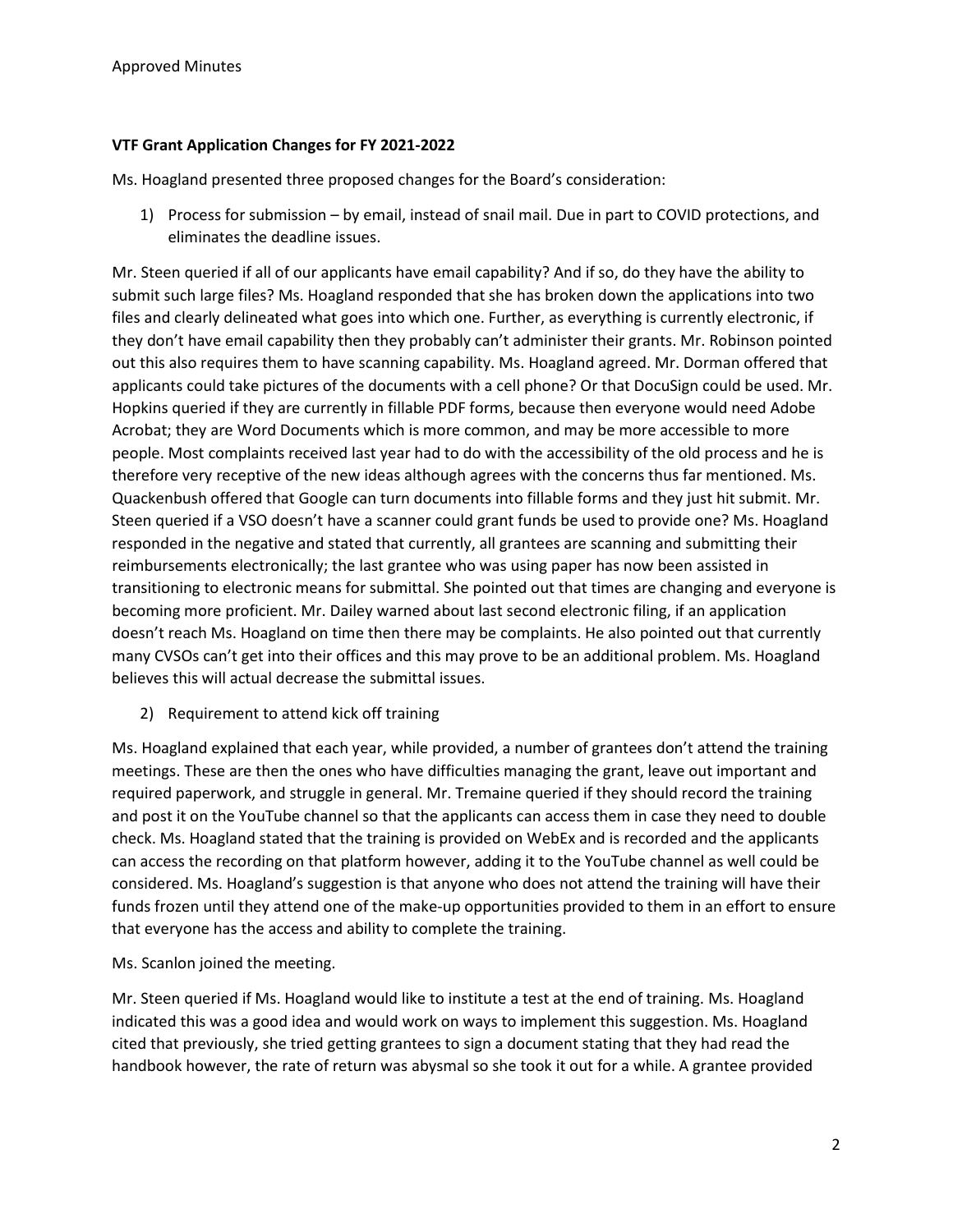Approved Minutes

**VTF Grant Application Changes for FY 2021-2022**

Ms. Hoagland presented three proposed changes for the Board's consideration:

1) Process for submission – by email, instead of snail mail. Due in part to COVID protections, and eliminates the deadline issues.

Mr. Steen queried if all of our applicants have email capability? And if so, do they have the ability to submit such large files? Ms. Hoagland responded that she has broken down the applications into two files and clearly delineated what goes into which one. Further, as everything is currently electronic, if they don't have email capability then they probably can't administer their grants. Mr. Robinson pointed out this also requires them to have scanning capability. Ms. Hoagland agreed. Mr. Dorman offered that applicants could take pictures of the documents with a cell phone? Or that DocuSign could be used. Mr. Hopkins queried if they are currently in fillable PDF forms, because then everyone would need Adobe Acrobat; they are Word Documents which is more common, and may be more accessible to more people. Most complaints received last year had to do with the accessibility of the old process and he is therefore very receptive of the new ideas although agrees with the concerns thus far mentioned. Ms. Quackenbush offered that Google can turn documents into fillable forms and they just hit submit. Mr. Steen queried if a VSO doesn't have a scanner could grant funds be used to provide one? Ms. Hoagland responded in the negative and stated that currently, all grantees are scanning and submitting their reimbursements electronically; the last grantee who was using paper has now been assisted in transitioning to electronic means for submittal. She pointed out that times are changing and everyone is becoming more proficient. Mr. Dailey warned about last second electronic filing, if an application doesn't reach Ms. Hoagland on time then there may be complaints. He also pointed out that currently many CVSOs can't get into their offices and this may prove to be an additional problem. Ms. Hoagland believes this will actual decrease the submittal issues.

2) Requirement to attend kick off training

Ms. Hoagland explained that each year, while provided, a number of grantees don't attend the training meetings. These are then the ones who have difficulties managing the grant, leave out important and required paperwork, and struggle in general. Mr. Tremaine queried if they should record the training and post it on the YouTube channel so that the applicants can access them in case they need to double check. Ms. Hoagland stated that the training is provided on WebEx and is recorded and the applicants can access the recording on that platform however, adding it to the YouTube channel as well could be considered. Ms. Hoagland's suggestion is that anyone who does not attend the training will have their funds frozen until they attend one of the make-up opportunities provided to them in an effort to ensure that everyone has the access and ability to complete the training.

Ms. Scanlon joined the meeting.

Mr. Steen queried if Ms. Hoagland would like to institute a test at the end of training. Ms. Hoagland indicated this was a good idea and would work on ways to implement this suggestion. Ms. Hoagland cited that previously, she tried getting grantees to sign a document stating that they had read the handbook however, the rate of return was abysmal so she took it out for a while. A grantee provided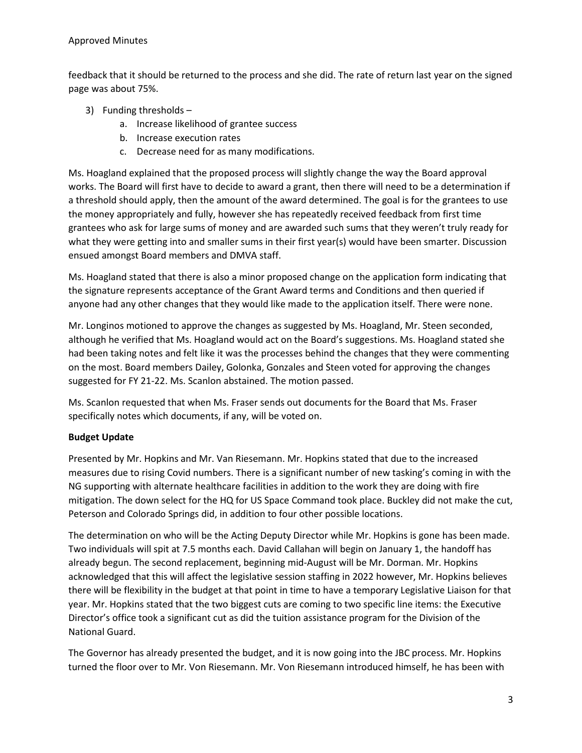feedback that it should be returned to the process and she did. The rate of return last year on the signed page was about 75%.

3) Funding thresholds –
    a. Increase likelihood of grantee success
    b. Increase execution rates
    c. Decrease need for as many modifications.

Ms. Hoagland explained that the proposed process will slightly change the way the Board approval works. The Board will first have to decide to award a grant, then there will need to be a determination if a threshold should apply, then the amount of the award determined. The goal is for the grantees to use the money appropriately and fully, however she has repeatedly received feedback from first time grantees who ask for large sums of money and are awarded such sums that they weren't truly ready for what they were getting into and smaller sums in their first year(s) would have been smarter. Discussion ensued amongst Board members and DMVA staff.

Ms. Hoagland stated that there is also a minor proposed change on the application form indicating that the signature represents acceptance of the Grant Award terms and Conditions and then queried if anyone had any other changes that they would like made to the application itself. There were none.

Mr. Longinos motioned to approve the changes as suggested by Ms. Hoagland, Mr. Steen seconded, although he verified that Ms. Hoagland would act on the Board's suggestions. Ms. Hoagland stated she had been taking notes and felt like it was the processes behind the changes that they were commenting on the most. Board members Dailey, Golonka, Gonzales and Steen voted for approving the changes suggested for FY 21-22. Ms. Scanlon abstained. The motion passed.

Ms. Scanlon requested that when Ms. Fraser sends out documents for the Board that Ms. Fraser specifically notes which documents, if any, will be voted on.

**Budget Update**

Presented by Mr. Hopkins and Mr. Van Riesemann. Mr. Hopkins stated that due to the increased measures due to rising Covid numbers. There is a significant number of new tasking's coming in with the NG supporting with alternate healthcare facilities in addition to the work they are doing with fire mitigation. The down select for the HQ for US Space Command took place. Buckley did not make the cut, Peterson and Colorado Springs did, in addition to four other possible locations.

The determination on who will be the Acting Deputy Director while Mr. Hopkins is gone has been made. Two individuals will spit at 7.5 months each. David Callahan will begin on January 1, the handoff has already begun. The second replacement, beginning mid-August will be Mr. Dorman. Mr. Hopkins acknowledged that this will affect the legislative session staffing in 2022 however, Mr. Hopkins believes there will be flexibility in the budget at that point in time to have a temporary Legislative Liaison for that year. Mr. Hopkins stated that the two biggest cuts are coming to two specific line items: the Executive Director's office took a significant cut as did the tuition assistance program for the Division of the National Guard.

The Governor has already presented the budget, and it is now going into the JBC process. Mr. Hopkins turned the floor over to Mr. Von Riesemann. Mr. Von Riesemann introduced himself, he has been with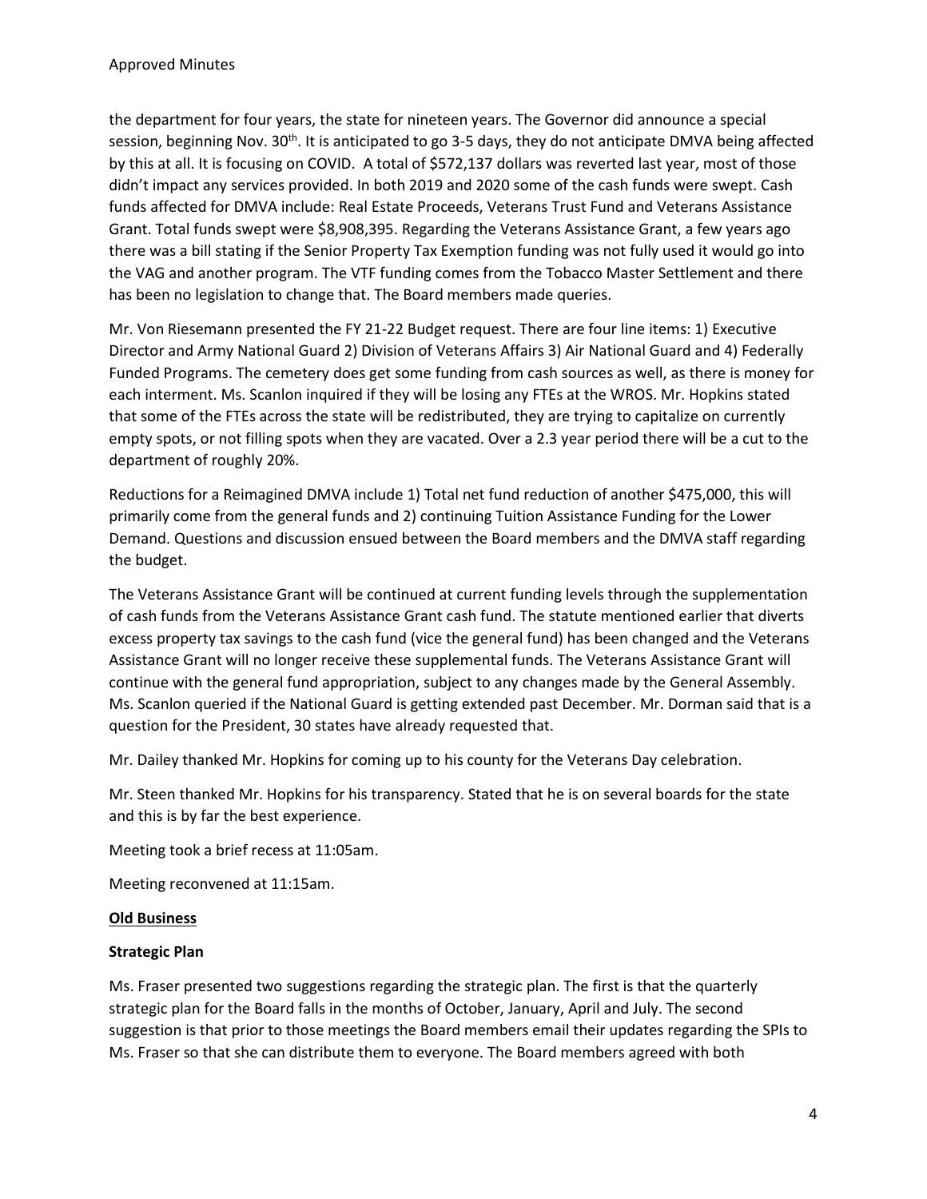the department for four years, the state for nineteen years. The Governor did announce a special session, beginning Nov. 30th. It is anticipated to go 3-5 days, they do not anticipate DMVA being affected by this at all. It is focusing on COVID. A total of $572,137 dollars was reverted last year, most of those didn't impact any services provided. In both 2019 and 2020 some of the cash funds were swept. Cash funds affected for DMVA include: Real Estate Proceeds, Veterans Trust Fund and Veterans Assistance Grant. Total funds swept were $8,908,395. Regarding the Veterans Assistance Grant, a few years ago there was a bill stating if the Senior Property Tax Exemption funding was not fully used it would go into the VAG and another program. The VTF funding comes from the Tobacco Master Settlement and there has been no legislation to change that. The Board members made queries.

Mr. Von Riesemann presented the FY 21-22 Budget request. There are four line items: 1) Executive Director and Army National Guard 2) Division of Veterans Affairs 3) Air National Guard and 4) Federally Funded Programs. The cemetery does get some funding from cash sources as well, as there is money for each interment. Ms. Scanlon inquired if they will be losing any FTEs at the WROS. Mr. Hopkins stated that some of the FTEs across the state will be redistributed, they are trying to capitalize on currently empty spots, or not filling spots when they are vacated. Over a 2.3 year period there will be a cut to the department of roughly 20%.

Reductions for a Reimagined DMVA include 1) Total net fund reduction of another $475,000, this will primarily come from the general funds and 2) continuing Tuition Assistance Funding for the Lower Demand. Questions and discussion ensued between the Board members and the DMVA staff regarding the budget.

The Veterans Assistance Grant will be continued at current funding levels through the supplementation of cash funds from the Veterans Assistance Grant cash fund. The statute mentioned earlier that diverts excess property tax savings to the cash fund (vice the general fund) has been changed and the Veterans Assistance Grant will no longer receive these supplemental funds. The Veterans Assistance Grant will continue with the general fund appropriation, subject to any changes made by the General Assembly. Ms. Scanlon queried if the National Guard is getting extended past December. Mr. Dorman said that is a question for the President, 30 states have already requested that.

Mr. Dailey thanked Mr. Hopkins for coming up to his county for the Veterans Day celebration.

Mr. Steen thanked Mr. Hopkins for his transparency. Stated that he is on several boards for the state and this is by far the best experience.

Meeting took a brief recess at 11:05am.

Meeting reconvened at 11:15am.

## Old Business

### Strategic Plan

Ms. Fraser presented two suggestions regarding the strategic plan. The first is that the quarterly strategic plan for the Board falls in the months of October, January, April and July. The second suggestion is that prior to those meetings the Board members email their updates regarding the SPIs to Ms. Fraser so that she can distribute them to everyone. The Board members agreed with both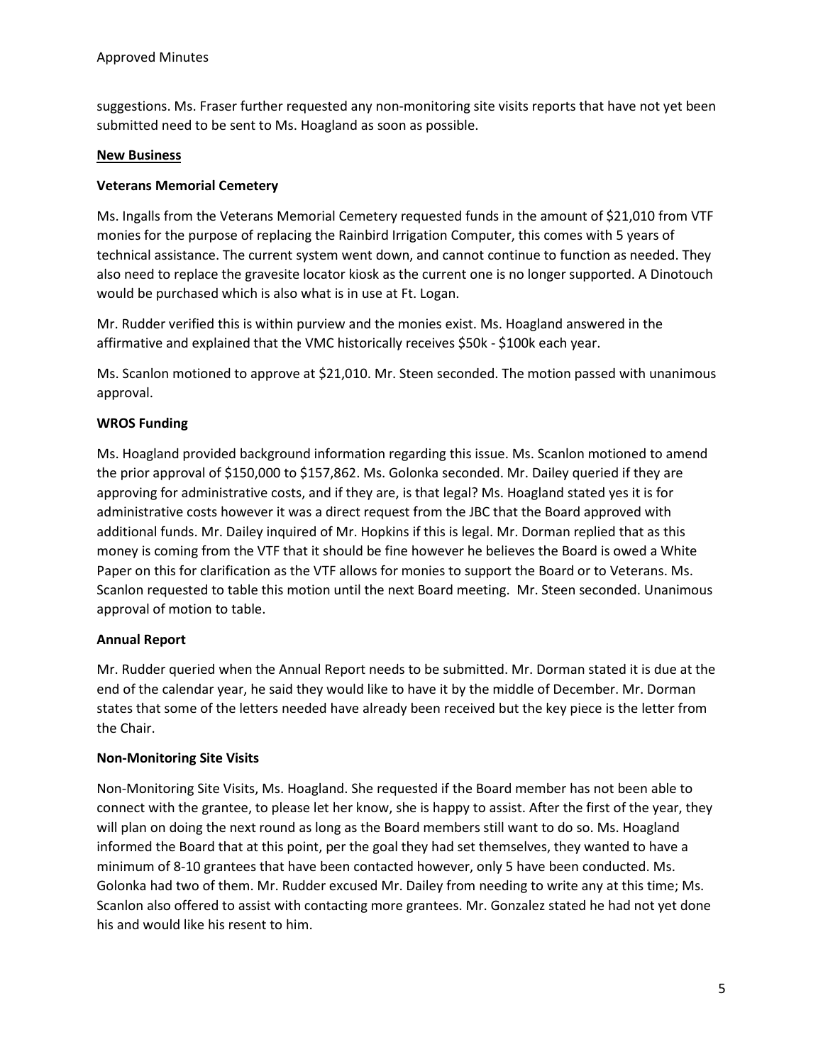suggestions. Ms. Fraser further requested any non-monitoring site visits reports that have not yet been submitted need to be sent to Ms. Hoagland as soon as possible.

## New Business

### Veterans Memorial Cemetery

Ms. Ingalls from the Veterans Memorial Cemetery requested funds in the amount of $21,010 from VTF monies for the purpose of replacing the Rainbird Irrigation Computer, this comes with 5 years of technical assistance. The current system went down, and cannot continue to function as needed. They also need to replace the gravesite locator kiosk as the current one is no longer supported. A Dinotouch would be purchased which is also what is in use at Ft. Logan.

Mr. Rudder verified this is within purview and the monies exist. Ms. Hoagland answered in the affirmative and explained that the VMC historically receives $50k - $100k each year.

Ms. Scanlon motioned to approve at $21,010. Mr. Steen seconded. The motion passed with unanimous approval.

### WROS Funding

Ms. Hoagland provided background information regarding this issue. Ms. Scanlon motioned to amend the prior approval of $150,000 to $157,862. Ms. Golonka seconded. Mr. Dailey queried if they are approving for administrative costs, and if they are, is that legal? Ms. Hoagland stated yes it is for administrative costs however it was a direct request from the JBC that the Board approved with additional funds. Mr. Dailey inquired of Mr. Hopkins if this is legal. Mr. Dorman replied that as this money is coming from the VTF that it should be fine however he believes the Board is owed a White Paper on this for clarification as the VTF allows for monies to support the Board or to Veterans. Ms. Scanlon requested to table this motion until the next Board meeting. Mr. Steen seconded. Unanimous approval of motion to table.

### Annual Report

Mr. Rudder queried when the Annual Report needs to be submitted. Mr. Dorman stated it is due at the end of the calendar year, he said they would like to have it by the middle of December. Mr. Dorman states that some of the letters needed have already been received but the key piece is the letter from the Chair.

### Non-Monitoring Site Visits

Non-Monitoring Site Visits, Ms. Hoagland. She requested if the Board member has not been able to connect with the grantee, to please let her know, she is happy to assist. After the first of the year, they will plan on doing the next round as long as the Board members still want to do so. Ms. Hoagland informed the Board that at this point, per the goal they had set themselves, they wanted to have a minimum of 8-10 grantees that have been contacted however, only 5 have been conducted. Ms. Golonka had two of them. Mr. Rudder excused Mr. Dailey from needing to write any at this time; Ms. Scanlon also offered to assist with contacting more grantees. Mr. Gonzalez stated he had not yet done his and would like his resent to him.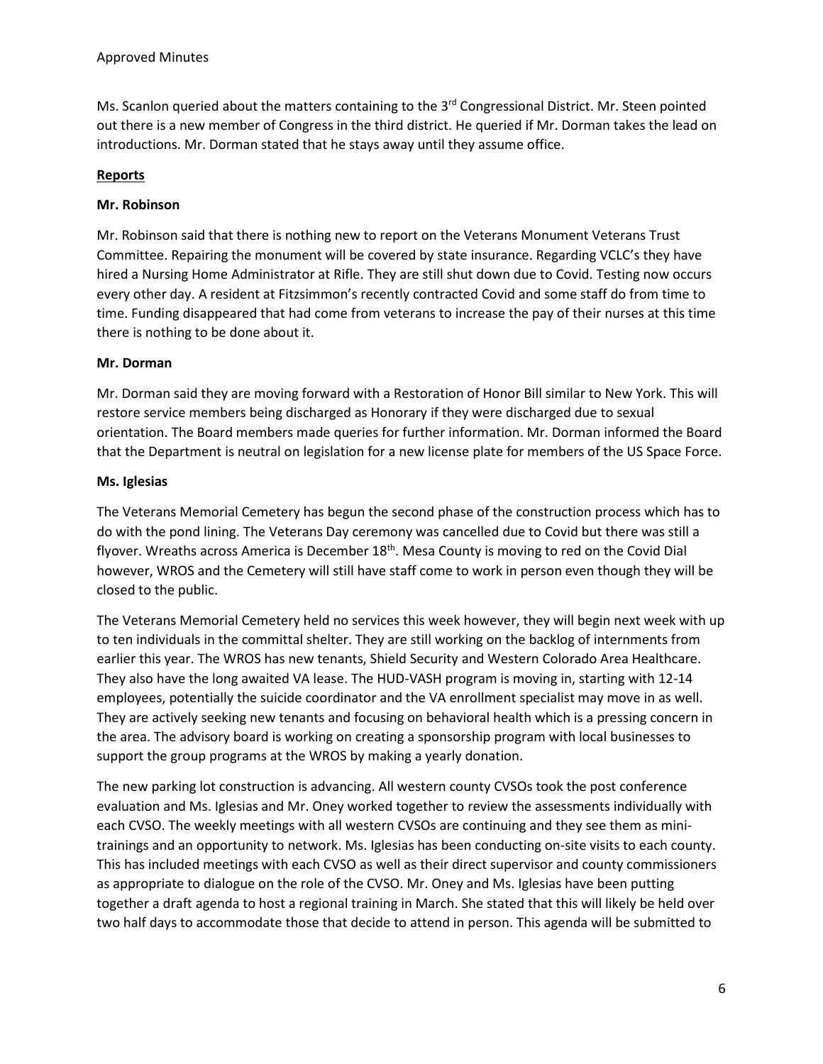Ms. Scanlon queried about the matters containing to the 3rd Congressional District. Mr. Steen pointed out there is a new member of Congress in the third district. He queried if Mr. Dorman takes the lead on introductions. Mr. Dorman stated that he stays away until they assume office.

## **Reports**

### Mr. Robinson

Mr. Robinson said that there is nothing new to report on the Veterans Monument Veterans Trust Committee. Repairing the monument will be covered by state insurance. Regarding VCLC's they have hired a Nursing Home Administrator at Rifle. They are still shut down due to Covid. Testing now occurs every other day. A resident at Fitzsimmon's recently contracted Covid and some staff do from time to time. Funding disappeared that had come from veterans to increase the pay of their nurses at this time there is nothing to be done about it.

### Mr. Dorman

Mr. Dorman said they are moving forward with a Restoration of Honor Bill similar to New York. This will restore service members being discharged as Honorary if they were discharged due to sexual orientation. The Board members made queries for further information. Mr. Dorman informed the Board that the Department is neutral on legislation for a new license plate for members of the US Space Force.

### Ms. Iglesias

The Veterans Memorial Cemetery has begun the second phase of the construction process which has to do with the pond lining. The Veterans Day ceremony was cancelled due to Covid but there was still a flyover. Wreaths across America is December 18th. Mesa County is moving to red on the Covid Dial however, WROS and the Cemetery will still have staff come to work in person even though they will be closed to the public.

The Veterans Memorial Cemetery held no services this week however, they will begin next week with up to ten individuals in the committal shelter. They are still working on the backlog of internments from earlier this year. The WROS has new tenants, Shield Security and Western Colorado Area Healthcare. They also have the long awaited VA lease. The HUD-VASH program is moving in, starting with 12-14 employees, potentially the suicide coordinator and the VA enrollment specialist may move in as well. They are actively seeking new tenants and focusing on behavioral health which is a pressing concern in the area. The advisory board is working on creating a sponsorship program with local businesses to support the group programs at the WROS by making a yearly donation.

The new parking lot construction is advancing. All western county CVSOs took the post conference evaluation and Ms. Iglesias and Mr. Oney worked together to review the assessments individually with each CVSO. The weekly meetings with all western CVSOs are continuing and they see them as mini-trainings and an opportunity to network. Ms. Iglesias has been conducting on-site visits to each county. This has included meetings with each CVSO as well as their direct supervisor and county commissioners as appropriate to dialogue on the role of the CVSO. Mr. Oney and Ms. Iglesias have been putting together a draft agenda to host a regional training in March. She stated that this will likely be held over two half days to accommodate those that decide to attend in person. This agenda will be submitted to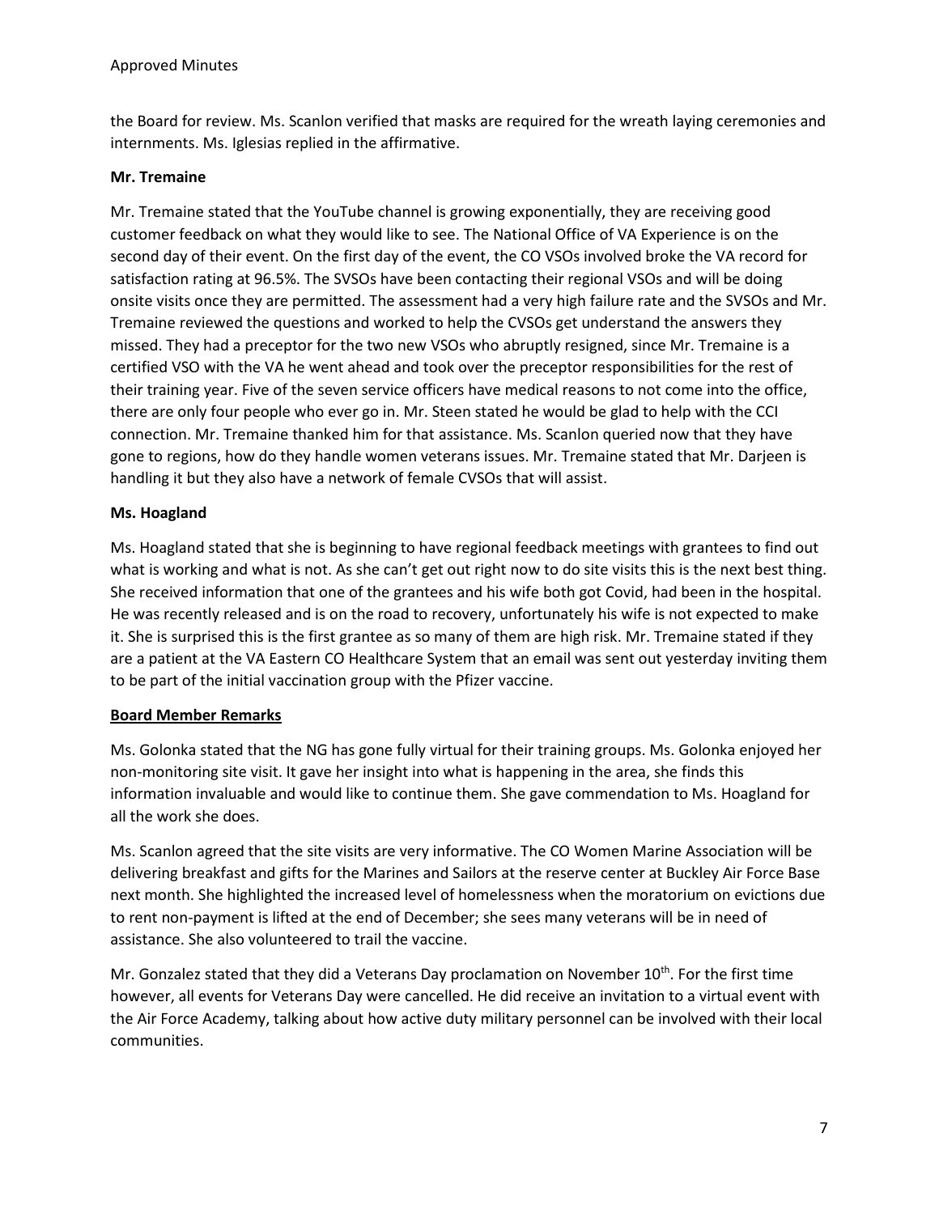the Board for review. Ms. Scanlon verified that masks are required for the wreath laying ceremonies and internments. Ms. Iglesias replied in the affirmative.

**Mr. Tremaine**

Mr. Tremaine stated that the YouTube channel is growing exponentially, they are receiving good customer feedback on what they would like to see. The National Office of VA Experience is on the second day of their event. On the first day of the event, the CO VSOs involved broke the VA record for satisfaction rating at 96.5%. The SVSOs have been contacting their regional VSOs and will be doing onsite visits once they are permitted. The assessment had a very high failure rate and the SVSOs and Mr. Tremaine reviewed the questions and worked to help the CVSOs get understand the answers they missed. They had a preceptor for the two new VSOs who abruptly resigned, since Mr. Tremaine is a certified VSO with the VA he went ahead and took over the preceptor responsibilities for the rest of their training year. Five of the seven service officers have medical reasons to not come into the office, there are only four people who ever go in. Mr. Steen stated he would be glad to help with the CCI connection. Mr. Tremaine thanked him for that assistance. Ms. Scanlon queried now that they have gone to regions, how do they handle women veterans issues. Mr. Tremaine stated that Mr. Darjeen is handling it but they also have a network of female CVSOs that will assist.

**Ms. Hoagland**

Ms. Hoagland stated that she is beginning to have regional feedback meetings with grantees to find out what is working and what is not. As she can't get out right now to do site visits this is the next best thing. She received information that one of the grantees and his wife both got Covid, had been in the hospital. He was recently released and is on the road to recovery, unfortunately his wife is not expected to make it. She is surprised this is the first grantee as so many of them are high risk. Mr. Tremaine stated if they are a patient at the VA Eastern CO Healthcare System that an email was sent out yesterday inviting them to be part of the initial vaccination group with the Pfizer vaccine.

**Board Member Remarks**

Ms. Golonka stated that the NG has gone fully virtual for their training groups. Ms. Golonka enjoyed her non-monitoring site visit. It gave her insight into what is happening in the area, she finds this information invaluable and would like to continue them. She gave commendation to Ms. Hoagland for all the work she does.

Ms. Scanlon agreed that the site visits are very informative. The CO Women Marine Association will be delivering breakfast and gifts for the Marines and Sailors at the reserve center at Buckley Air Force Base next month. She highlighted the increased level of homelessness when the moratorium on evictions due to rent non-payment is lifted at the end of December; she sees many veterans will be in need of assistance. She also volunteered to trail the vaccine.

Mr. Gonzalez stated that they did a Veterans Day proclamation on November 10th. For the first time however, all events for Veterans Day were cancelled. He did receive an invitation to a virtual event with the Air Force Academy, talking about how active duty military personnel can be involved with their local communities.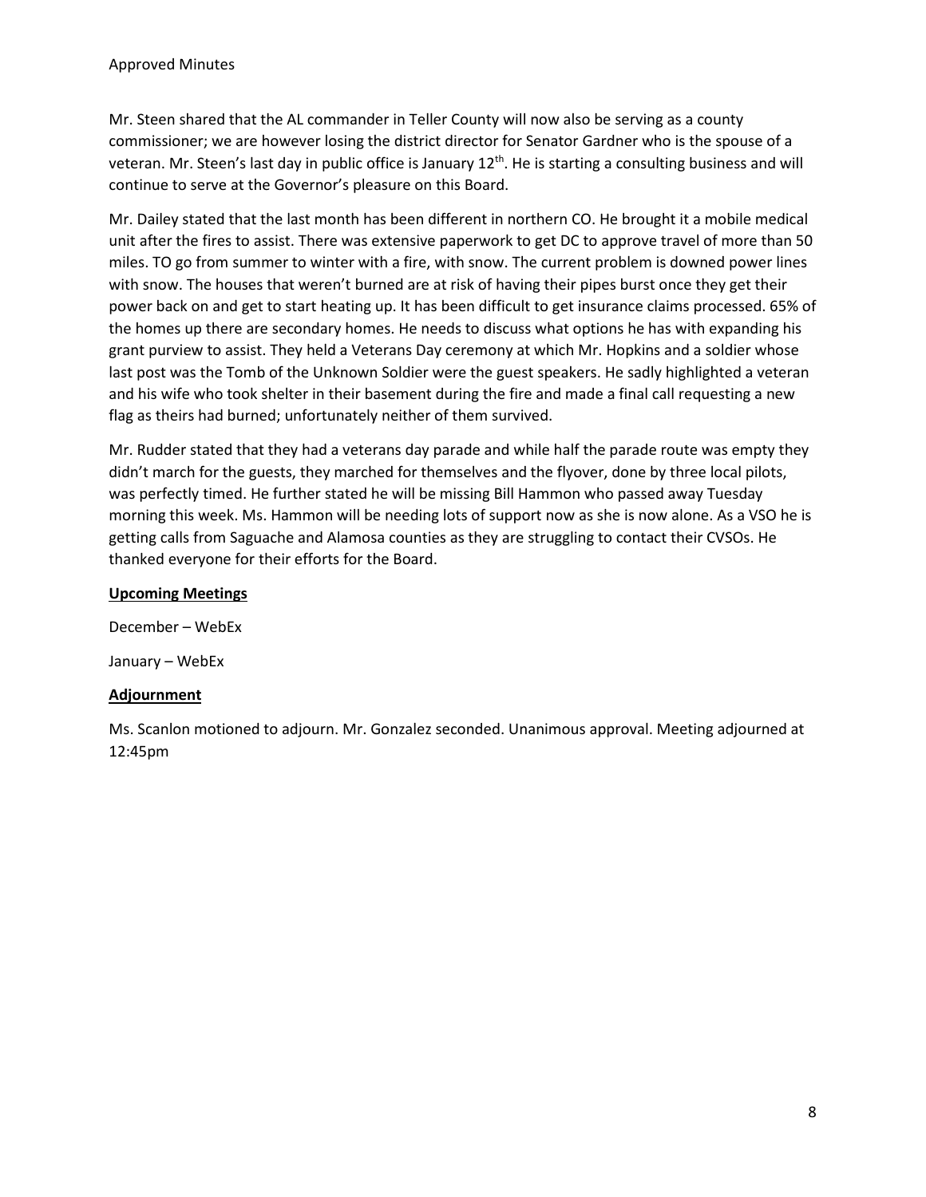Mr. Steen shared that the AL commander in Teller County will now also be serving as a county commissioner; we are however losing the district director for Senator Gardner who is the spouse of a veteran. Mr. Steen's last day in public office is January 12th. He is starting a consulting business and will continue to serve at the Governor's pleasure on this Board.

Mr. Dailey stated that the last month has been different in northern CO. He brought it a mobile medical unit after the fires to assist. There was extensive paperwork to get DC to approve travel of more than 50 miles. TO go from summer to winter with a fire, with snow. The current problem is downed power lines with snow. The houses that weren't burned are at risk of having their pipes burst once they get their power back on and get to start heating up. It has been difficult to get insurance claims processed. 65% of the homes up there are secondary homes. He needs to discuss what options he has with expanding his grant purview to assist. They held a Veterans Day ceremony at which Mr. Hopkins and a soldier whose last post was the Tomb of the Unknown Soldier were the guest speakers. He sadly highlighted a veteran and his wife who took shelter in their basement during the fire and made a final call requesting a new flag as theirs had burned; unfortunately neither of them survived.

Mr. Rudder stated that they had a veterans day parade and while half the parade route was empty they didn't march for the guests, they marched for themselves and the flyover, done by three local pilots, was perfectly timed. He further stated he will be missing Bill Hammon who passed away Tuesday morning this week. Ms. Hammon will be needing lots of support now as she is now alone. As a VSO he is getting calls from Saguache and Alamosa counties as they are struggling to contact their CVSOs. He thanked everyone for their efforts for the Board.

**Upcoming Meetings**

December – WebEx

January – WebEx

**Adjournment**

Ms. Scanlon motioned to adjourn. Mr. Gonzalez seconded. Unanimous approval. Meeting adjourned at 12:45pm